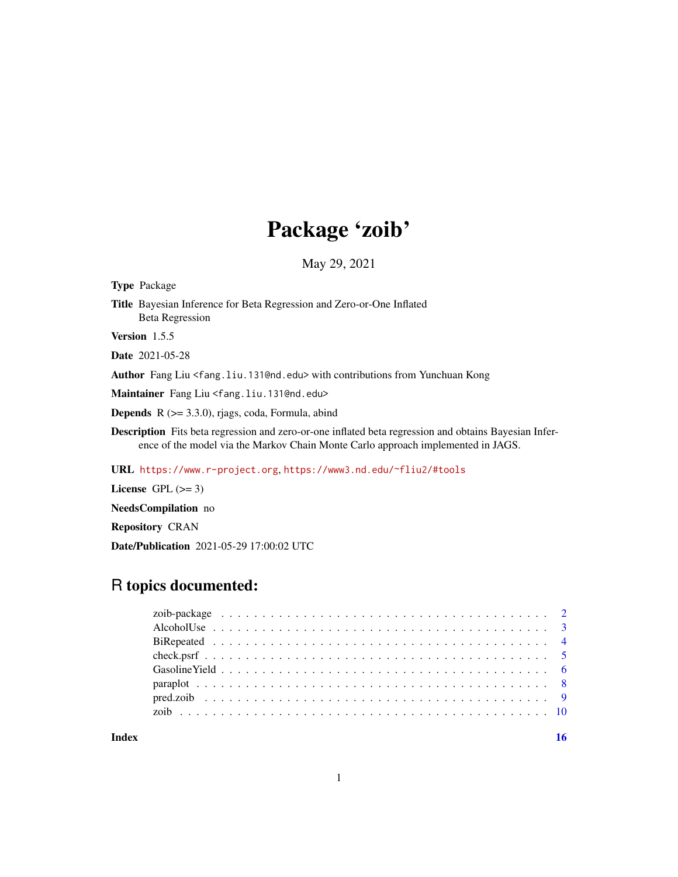# Package 'zoib'

May 29, 2021

**Type** Package

**Title** Bayesian Inference for Beta Regression and Zero-or-One Inflated Beta Regression

**Version** 1.5.5

**Date** 2021-05-28

**Author** Fang Liu <fang.liu.131@nd.edu> with contributions from Yunchuan Kong

**Maintainer** Fang Liu <fang.liu.131@nd.edu>

**Depends** R (>= 3.3.0), rjags, coda, Formula, abind

**Description** Fits beta regression and zero-or-one inflated beta regression and obtains Bayesian Inference of the model via the Markov Chain Monte Carlo approach implemented in JAGS.

**URL** https://www.r-project.org, https://www3.nd.edu/~fliu2/#tools

**License** GPL (>= 3)

**NeedsCompilation** no

**Repository** CRAN

**Date/Publication** 2021-05-29 17:00:02 UTC

## R topics documented:

- zoib-package . . . . . . . . . . . . . . . . . . . . . . . . . . . . . . . . . . . . . . . 2
- AlcoholUse . . . . . . . . . . . . . . . . . . . . . . . . . . . . . . . . . . . . . . . 3
- BiRepeated . . . . . . . . . . . . . . . . . . . . . . . . . . . . . . . . . . . . . . . 4
- check.psrf . . . . . . . . . . . . . . . . . . . . . . . . . . . . . . . . . . . . . . . 5
- GasolineYield . . . . . . . . . . . . . . . . . . . . . . . . . . . . . . . . . . . . . . 6
- paraplot . . . . . . . . . . . . . . . . . . . . . . . . . . . . . . . . . . . . . . . 8
- pred.zoib . . . . . . . . . . . . . . . . . . . . . . . . . . . . . . . . . . . . . . . 9
- zoib . . . . . . . . . . . . . . . . . . . . . . . . . . . . . . . . . . . . . . . 10

**Index** **16**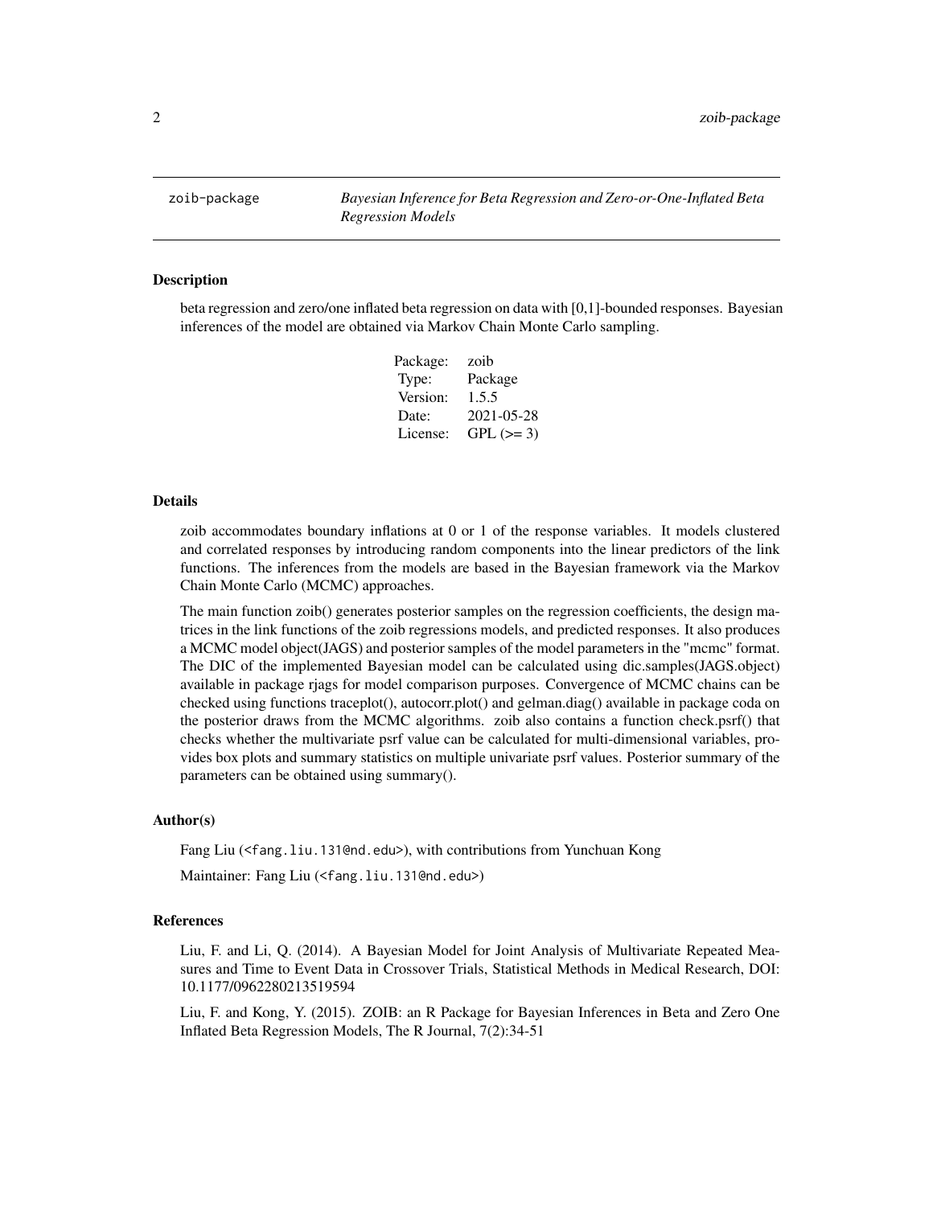zoib-package *Bayesian Inference for Beta Regression and Zero-or-One-Inflated Beta Regression Models*

## Description

beta regression and zero/one inflated beta regression on data with [0,1]-bounded responses. Bayesian inferences of the model are obtained via Markov Chain Monte Carlo sampling.

| | |
|---|---|
| Package: | zoib |
| Type: | Package |
| Version: | 1.5.5 |
| Date: | 2021-05-28 |
| License: | GPL (>= 3) |

## Details

zoib accommodates boundary inflations at 0 or 1 of the response variables. It models clustered and correlated responses by introducing random components into the linear predictors of the link functions. The inferences from the models are based in the Bayesian framework via the Markov Chain Monte Carlo (MCMC) approaches.

The main function zoib() generates posterior samples on the regression coefficients, the design matrices in the link functions of the zoib regressions models, and predicted responses. It also produces a MCMC model object(JAGS) and posterior samples of the model parameters in the "mcmc" format. The DIC of the implemented Bayesian model can be calculated using dic.samples(JAGS.object) available in package rjags for model comparison purposes. Convergence of MCMC chains can be checked using functions traceplot(), autocorr.plot() and gelman.diag() available in package coda on the posterior draws from the MCMC algorithms. zoib also contains a function check.psrf() that checks whether the multivariate psrf value can be calculated for multi-dimensional variables, provides box plots and summary statistics on multiple univariate psrf values. Posterior summary of the parameters can be obtained using summary().

## Author(s)

Fang Liu (<fang.liu.131@nd.edu>), with contributions from Yunchuan Kong

Maintainer: Fang Liu (<fang.liu.131@nd.edu>)

## References

Liu, F. and Li, Q. (2014). A Bayesian Model for Joint Analysis of Multivariate Repeated Measures and Time to Event Data in Crossover Trials, Statistical Methods in Medical Research, DOI: 10.1177/0962280213519594

Liu, F. and Kong, Y. (2015). ZOIB: an R Package for Bayesian Inferences in Beta and Zero One Inflated Beta Regression Models, The R Journal, 7(2):34-51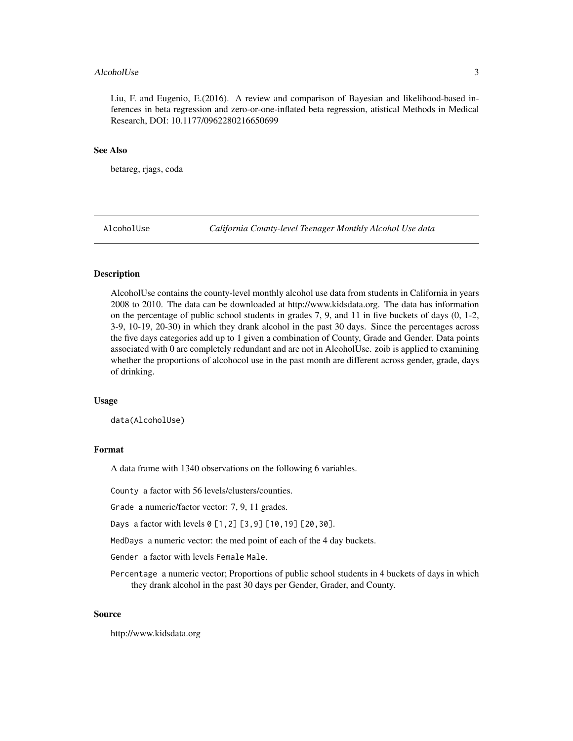Liu, F. and Eugenio, E.(2016). A review and comparison of Bayesian and likelihood-based inferences in beta regression and zero-or-one-inflated beta regression, atistical Methods in Medical Research, DOI: 10.1177/0962280216650699

### See Also

betareg, rjags, coda

---

## AlcoholUse — *California County-level Teenager Monthly Alcohol Use data*

### Description

AlcoholUse contains the county-level monthly alcohol use data from students in California in years 2008 to 2010. The data can be downloaded at http://www.kidsdata.org. The data has information on the percentage of public school students in grades 7, 9, and 11 in five buckets of days (0, 1-2, 3-9, 10-19, 20-30) in which they drank alcohol in the past 30 days. Since the percentages across the five days categories add up to 1 given a combination of County, Grade and Gender. Data points associated with 0 are completely redundant and are not in AlcoholUse. zoib is applied to examining whether the proportions of alcohocol use in the past month are different across gender, grade, days of drinking.

### Usage

```
data(AlcoholUse)
```

### Format

A data frame with 1340 observations on the following 6 variables.

`County` a factor with 56 levels/clusters/counties.

`Grade` a numeric/factor vector: 7, 9, 11 grades.

`Days` a factor with levels `0` `[1,2]` `[3,9]` `[10,19]` `[20,30]`.

`MedDays` a numeric vector: the med point of each of the 4 day buckets.

`Gender` a factor with levels `Female` `Male`.

`Percentage` a numeric vector; Proportions of public school students in 4 buckets of days in which they drank alcohol in the past 30 days per Gender, Grader, and County.

### Source

http://www.kidsdata.org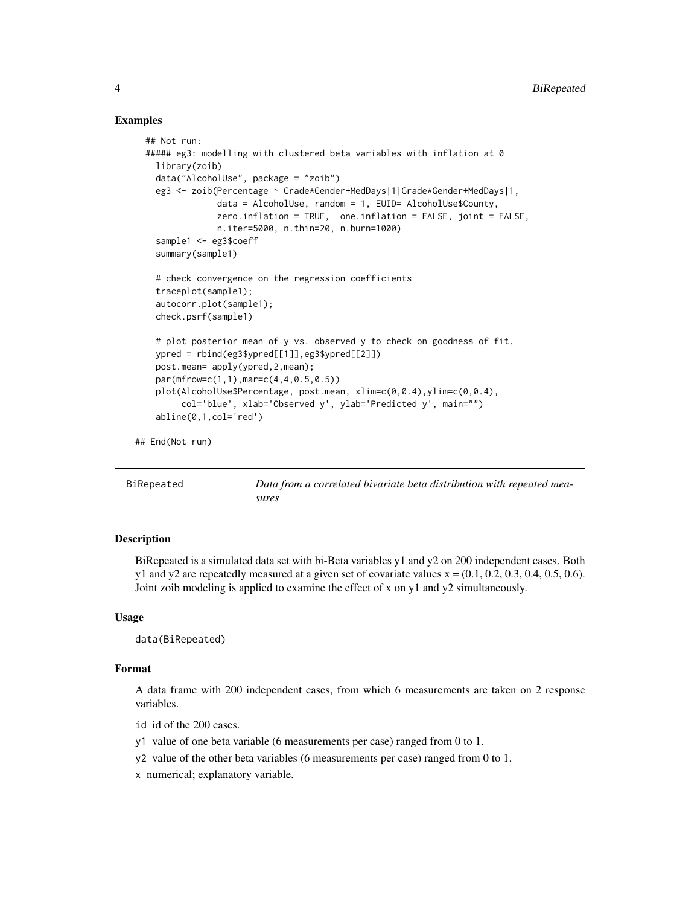### Examples

```
## Not run:
##### eg3: modelling with clustered beta variables with inflation at 0
  library(zoib)
  data("AlcoholUse", package = "zoib")
  eg3 <- zoib(Percentage ~ Grade*Gender+MedDays|1|Grade*Gender+MedDays|1,
              data = AlcoholUse, random = 1, EUID= AlcoholUse$County,
              zero.inflation = TRUE,  one.inflation = FALSE, joint = FALSE,
              n.iter=5000, n.thin=20, n.burn=1000)
  sample1 <- eg3$coeff
  summary(sample1)

  # check convergence on the regression coefficients
  traceplot(sample1);
  autocorr.plot(sample1);
  check.psrf(sample1)

  # plot posterior mean of y vs. observed y to check on goodness of fit.
  ypred = rbind(eg3$ypred[[1]],eg3$ypred[[2]])
  post.mean= apply(ypred,2,mean);
  par(mfrow=c(1,1),mar=c(4,4,0.5,0.5))
  plot(AlcoholUse$Percentage, post.mean, xlim=c(0,0.4),ylim=c(0,0.4),
       col='blue', xlab='Observed y', ylab='Predicted y', main="")
  abline(0,1,col='red')

## End(Not run)
```

---

## BiRepeated — *Data from a correlated bivariate beta distribution with repeated measures*

---

### Description

BiRepeated is a simulated data set with bi-Beta variables y1 and y2 on 200 independent cases. Both y1 and y2 are repeatedly measured at a given set of covariate values x = (0.1, 0.2, 0.3, 0.4, 0.5, 0.6). Joint zoib modeling is applied to examine the effect of x on y1 and y2 simultaneously.

### Usage

```
data(BiRepeated)
```

### Format

A data frame with 200 independent cases, from which 6 measurements are taken on 2 response variables.

- `id` id of the 200 cases.
- `y1` value of one beta variable (6 measurements per case) ranged from 0 to 1.
- `y2` value of the other beta variables (6 measurements per case) ranged from 0 to 1.
- `x` numerical; explanatory variable.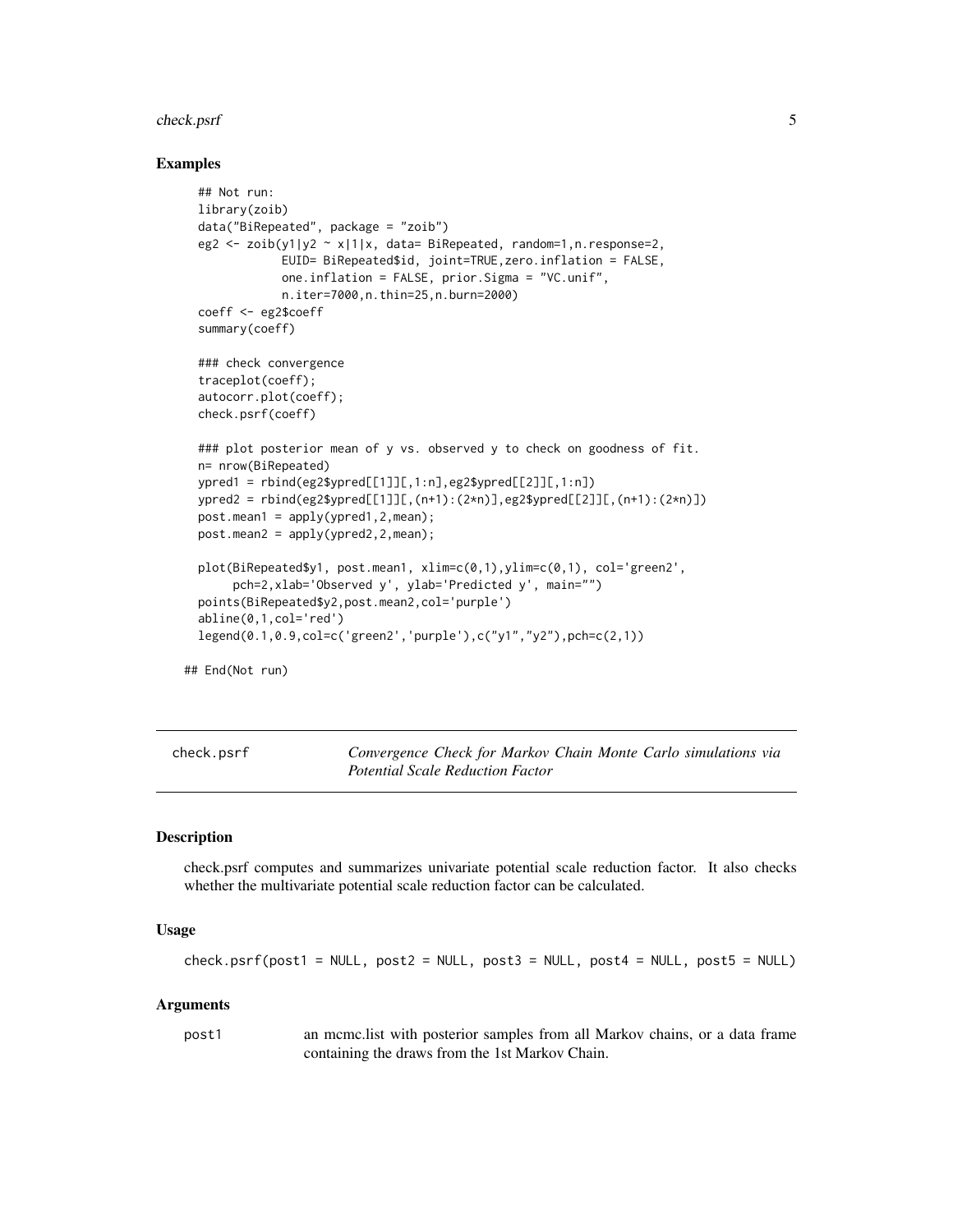## Examples

```
## Not run:
library(zoib)
data("BiRepeated", package = "zoib")
eg2 <- zoib(y1|y2 ~ x|1|x, data= BiRepeated, random=1,n.response=2,
            EUID= BiRepeated$id, joint=TRUE,zero.inflation = FALSE,
            one.inflation = FALSE, prior.Sigma = "VC.unif",
            n.iter=7000,n.thin=25,n.burn=2000)
coeff <- eg2$coeff
summary(coeff)

### check convergence
traceplot(coeff);
autocorr.plot(coeff);
check.psrf(coeff)

### plot posterior mean of y vs. observed y to check on goodness of fit.
n= nrow(BiRepeated)
ypred1 = rbind(eg2$ypred[[1]][,1:n],eg2$ypred[[2]][,1:n])
ypred2 = rbind(eg2$ypred[[1]][,(n+1):(2*n)],eg2$ypred[[2]][,(n+1):(2*n)])
post.mean1 = apply(ypred1,2,mean);
post.mean2 = apply(ypred2,2,mean);

plot(BiRepeated$y1, post.mean1, xlim=c(0,1),ylim=c(0,1), col='green2',
     pch=2,xlab='Observed y', ylab='Predicted y', main="")
points(BiRepeated$y2,post.mean2,col='purple')
abline(0,1,col='red')
legend(0.1,0.9,col=c('green2','purple'),c("y1","y2"),pch=c(2,1))

## End(Not run)
```

---

# check.psrf — *Convergence Check for Markov Chain Monte Carlo simulations via Potential Scale Reduction Factor*

---

## Description

check.psrf computes and summarizes univariate potential scale reduction factor. It also checks whether the multivariate potential scale reduction factor can be calculated.

## Usage

```
check.psrf(post1 = NULL, post2 = NULL, post3 = NULL, post4 = NULL, post5 = NULL)
```

## Arguments

| | |
|---|---|
| post1 | an mcmc.list with posterior samples from all Markov chains, or a data frame containing the draws from the 1st Markov Chain. |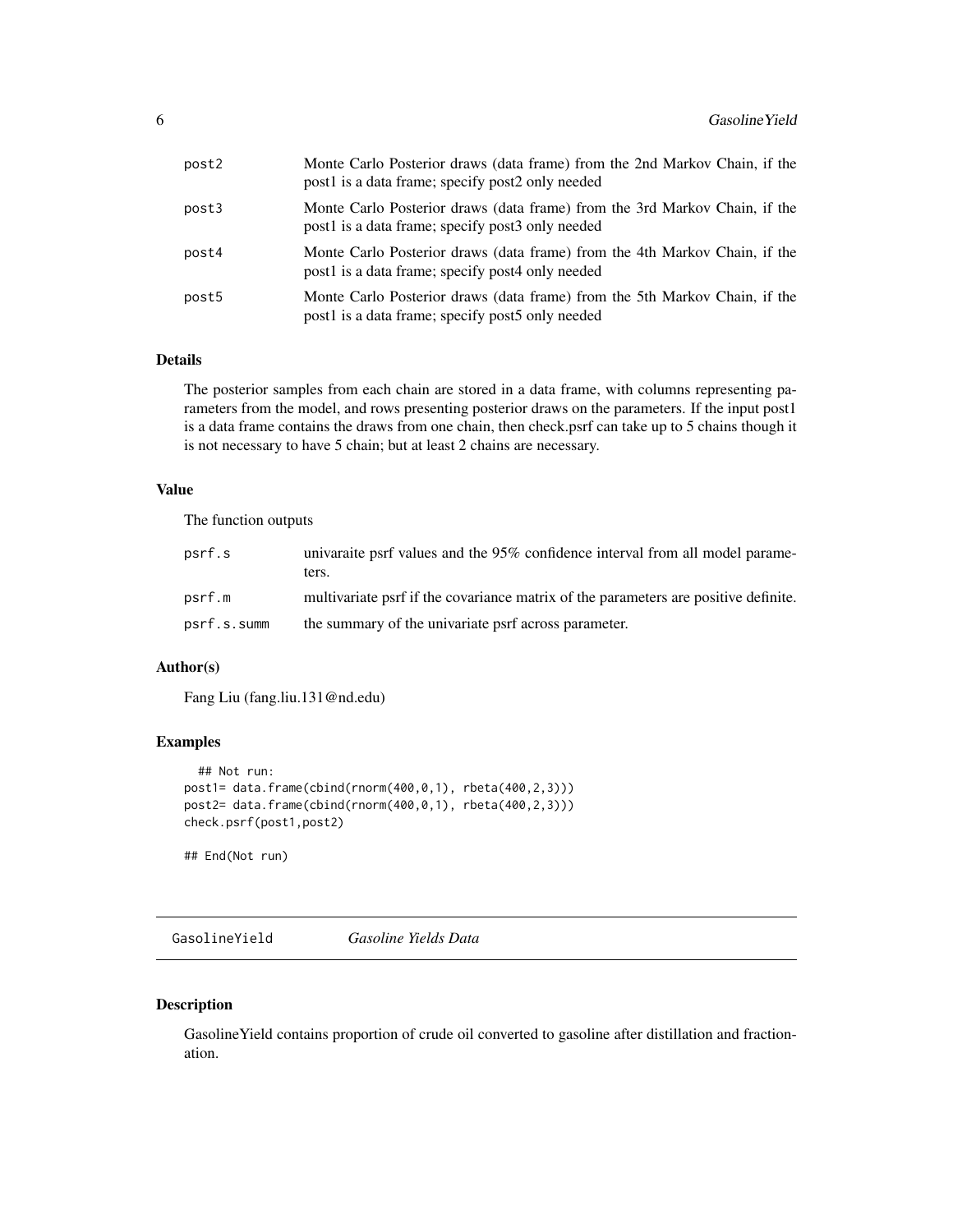| | |
|---|---|
| post2 | Monte Carlo Posterior draws (data frame) from the 2nd Markov Chain, if the post1 is a data frame; specify post2 only needed |
| post3 | Monte Carlo Posterior draws (data frame) from the 3rd Markov Chain, if the post1 is a data frame; specify post3 only needed |
| post4 | Monte Carlo Posterior draws (data frame) from the 4th Markov Chain, if the post1 is a data frame; specify post4 only needed |
| post5 | Monte Carlo Posterior draws (data frame) from the 5th Markov Chain, if the post1 is a data frame; specify post5 only needed |

### Details

The posterior samples from each chain are stored in a data frame, with columns representing parameters from the model, and rows presenting posterior draws on the parameters. If the input post1 is a data frame contains the draws from one chain, then check.psrf can take up to 5 chains though it is not necessary to have 5 chain; but at least 2 chains are necessary.

### Value

The function outputs

| | |
|---|---|
| psrf.s | univaraite psrf values and the 95% confidence interval from all model parameters. |
| psrf.m | multivariate psrf if the covariance matrix of the parameters are positive definite. |
| psrf.s.summ | the summary of the univariate psrf across parameter. |

### Author(s)

Fang Liu (fang.liu.131@nd.edu)

### Examples

```
  ## Not run:
post1= data.frame(cbind(rnorm(400,0,1), rbeta(400,2,3)))
post2= data.frame(cbind(rnorm(400,0,1), rbeta(400,2,3)))
check.psrf(post1,post2)

## End(Not run)
```

---

## GasolineYield *Gasoline Yields Data*

### Description

GasolineYield contains proportion of crude oil converted to gasoline after distillation and fractionation.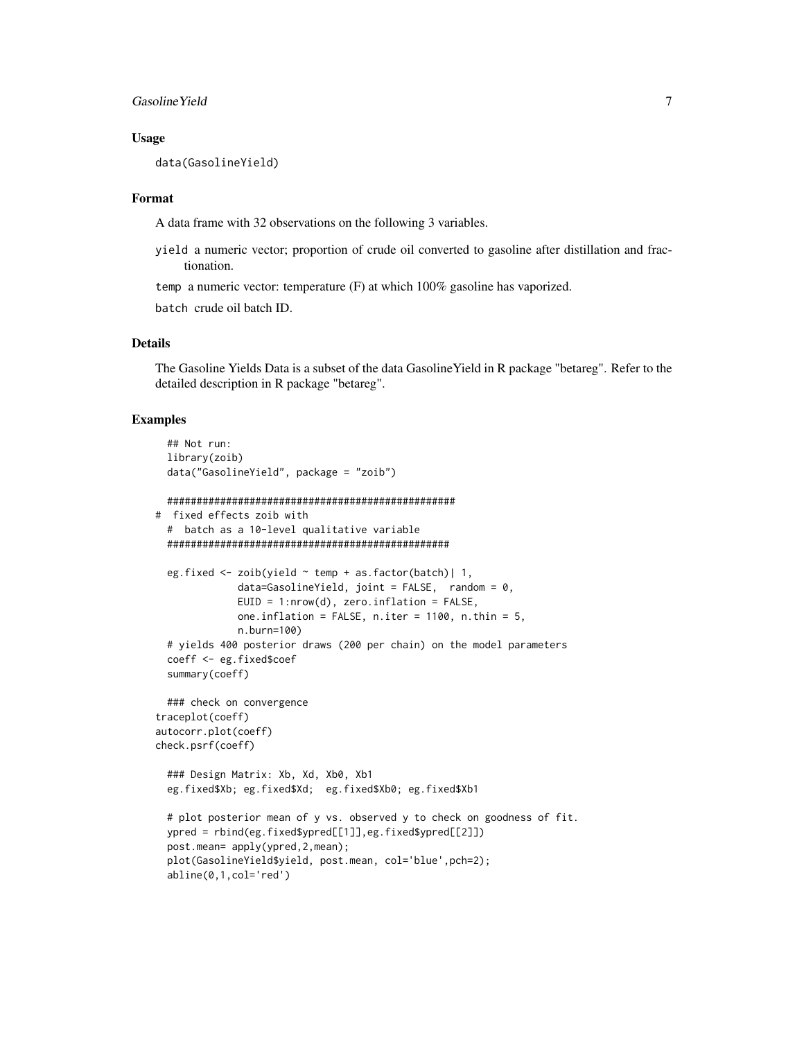### Usage

```
data(GasolineYield)
```

### Format

A data frame with 32 observations on the following 3 variables.

- `yield` a numeric vector; proportion of crude oil converted to gasoline after distillation and fractionation.
- `temp` a numeric vector: temperature (F) at which 100% gasoline has vaporized.
- `batch` crude oil batch ID.

### Details

The Gasoline Yields Data is a subset of the data GasolineYield in R package "betareg". Refer to the detailed description in R package "betareg".

### Examples

```
  ## Not run:
  library(zoib)
  data("GasolineYield", package = "zoib")

  #################################################
#  fixed effects zoib with
  #  batch as a 10-level qualitative variable
  ################################################

  eg.fixed <- zoib(yield ~ temp + as.factor(batch)| 1,
              data=GasolineYield, joint = FALSE,  random = 0,
              EUID = 1:nrow(d), zero.inflation = FALSE,
              one.inflation = FALSE, n.iter = 1100, n.thin = 5,
              n.burn=100)
  # yields 400 posterior draws (200 per chain) on the model parameters
  coeff <- eg.fixed$coef
  summary(coeff)

  ### check on convergence
traceplot(coeff)
autocorr.plot(coeff)
check.psrf(coeff)

  ### Design Matrix: Xb, Xd, Xb0, Xb1
  eg.fixed$Xb; eg.fixed$Xd;  eg.fixed$Xb0; eg.fixed$Xb1

  # plot posterior mean of y vs. observed y to check on goodness of fit.
  ypred = rbind(eg.fixed$ypred[[1]],eg.fixed$ypred[[2]])
  post.mean= apply(ypred,2,mean);
  plot(GasolineYield$yield, post.mean, col='blue',pch=2);
  abline(0,1,col='red')
```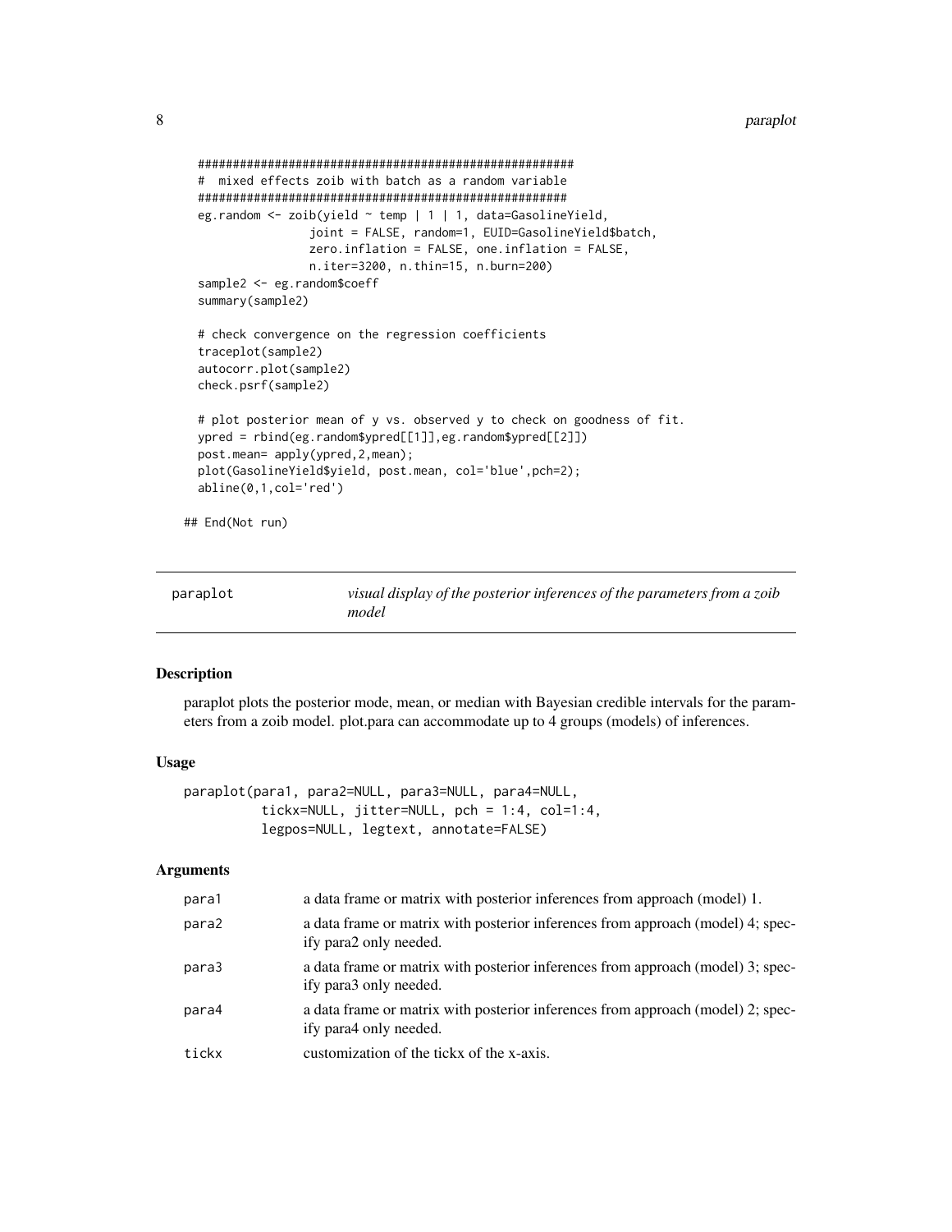```
  #####################################################
  #  mixed effects zoib with batch as a random variable
  ####################################################
  eg.random <- zoib(yield ~ temp | 1 | 1, data=GasolineYield,
                joint = FALSE, random=1, EUID=GasolineYield$batch,
                zero.inflation = FALSE, one.inflation = FALSE,
                n.iter=3200, n.thin=15, n.burn=200)
  sample2 <- eg.random$coeff
  summary(sample2)

  # check convergence on the regression coefficients
  traceplot(sample2)
  autocorr.plot(sample2)
  check.psrf(sample2)

  # plot posterior mean of y vs. observed y to check on goodness of fit.
  ypred = rbind(eg.random$ypred[[1]],eg.random$ypred[[2]])
  post.mean= apply(ypred,2,mean);
  plot(GasolineYield$yield, post.mean, col='blue',pch=2);
  abline(0,1,col='red')

## End(Not run)
```

---

## paraplot — *visual display of the posterior inferences of the parameters from a zoib model*

### Description

paraplot plots the posterior mode, mean, or median with Bayesian credible intervals for the parameters from a zoib model. plot.para can accommodate up to 4 groups (models) of inferences.

### Usage

```
paraplot(para1, para2=NULL, para3=NULL, para4=NULL,
         tickx=NULL, jitter=NULL, pch = 1:4, col=1:4,
         legpos=NULL, legtext, annotate=FALSE)
```

### Arguments

| | |
|---|---|
| para1 | a data frame or matrix with posterior inferences from approach (model) 1. |
| para2 | a data frame or matrix with posterior inferences from approach (model) 4; specify para2 only needed. |
| para3 | a data frame or matrix with posterior inferences from approach (model) 3; specify para3 only needed. |
| para4 | a data frame or matrix with posterior inferences from approach (model) 2; specify para4 only needed. |
| tickx | customization of the tickx of the x-axis. |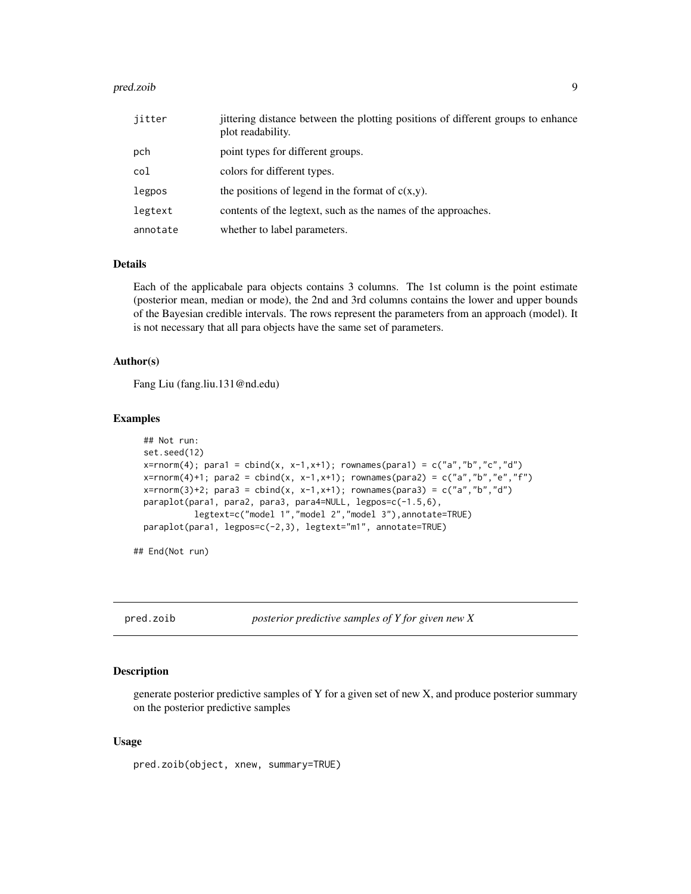| | |
|---|---|
| jitter | jittering distance between the plotting positions of different groups to enhance plot readability. |
| pch | point types for different groups. |
| col | colors for different types. |
| legpos | the positions of legend in the format of c(x,y). |
| legtext | contents of the legtext, such as the names of the approaches. |
| annotate | whether to label parameters. |

### Details

Each of the applicabale para objects contains 3 columns. The 1st column is the point estimate (posterior mean, median or mode), the 2nd and 3rd columns contains the lower and upper bounds of the Bayesian credible intervals. The rows represent the parameters from an approach (model). It is not necessary that all para objects have the same set of parameters.

### Author(s)

Fang Liu (fang.liu.131@nd.edu)

### Examples

```
## Not run:
set.seed(12)
x=rnorm(4); para1 = cbind(x, x-1,x+1); rownames(para1) = c("a","b","c","d")
x=rnorm(4)+1; para2 = cbind(x, x-1,x+1); rownames(para2) = c("a","b","e","f")
x=rnorm(3)+2; para3 = cbind(x, x-1,x+1); rownames(para3) = c("a","b","d")
paraplot(para1, para2, para3, para4=NULL, legpos=c(-1.5,6),
         legtext=c("model 1","model 2","model 3"),annotate=TRUE)
paraplot(para1, legpos=c(-2,3), legtext="m1", annotate=TRUE)

## End(Not run)
```

## pred.zoib — *posterior predictive samples of Y for given new X*

### Description

generate posterior predictive samples of Y for a given set of new X, and produce posterior summary on the posterior predictive samples

### Usage

```
pred.zoib(object, xnew, summary=TRUE)
```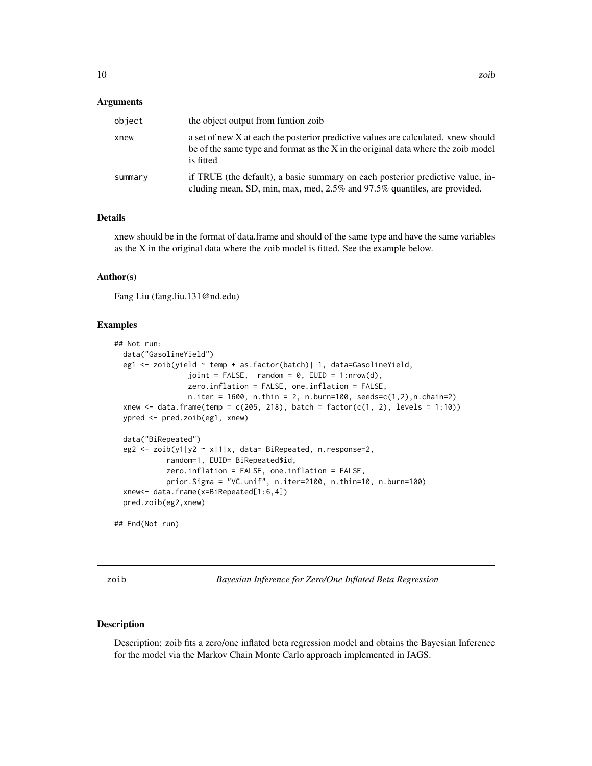### Arguments

| | |
|---|---|
| object | the object output from funtion zoib |
| xnew | a set of new X at each the posterior predictive values are calculated. xnew should be of the same type and format as the X in the original data where the zoib model is fitted |
| summary | if TRUE (the default), a basic summary on each posterior predictive value, including mean, SD, min, max, med, 2.5% and 97.5% quantiles, are provided. |

### Details

xnew should be in the format of data.frame and should of the same type and have the same variables as the X in the original data where the zoib model is fitted. See the example below.

### Author(s)

Fang Liu (fang.liu.131@nd.edu)

### Examples

```
## Not run:
  data("GasolineYield")
  eg1 <- zoib(yield ~ temp + as.factor(batch)| 1, data=GasolineYield,
                joint = FALSE,  random = 0, EUID = 1:nrow(d),
                zero.inflation = FALSE, one.inflation = FALSE,
                n.iter = 1600, n.thin = 2, n.burn=100, seeds=c(1,2),n.chain=2)
  xnew <- data.frame(temp = c(205, 218), batch = factor(c(1, 2), levels = 1:10))
  ypred <- pred.zoib(eg1, xnew)

  data("BiRepeated")
  eg2 <- zoib(y1|y2 ~ x|1|x, data= BiRepeated, n.response=2,
           random=1, EUID= BiRepeated$id,
           zero.inflation = FALSE, one.inflation = FALSE,
           prior.Sigma = "VC.unif", n.iter=2100, n.thin=10, n.burn=100)
  xnew<- data.frame(x=BiRepeated[1:6,4])
  pred.zoib(eg2,xnew)

## End(Not run)
```

---

## zoib *Bayesian Inference for Zero/One Inflated Beta Regression*

### Description

Description: zoib fits a zero/one inflated beta regression model and obtains the Bayesian Inference for the model via the Markov Chain Monte Carlo approach implemented in JAGS.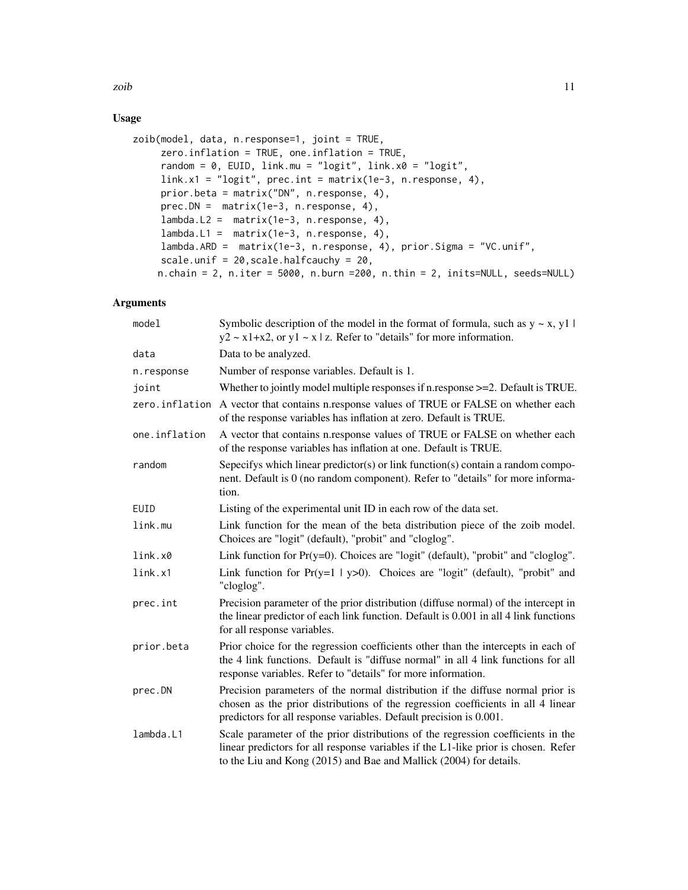## Usage

```
zoib(model, data, n.response=1, joint = TRUE,
     zero.inflation = TRUE, one.inflation = TRUE,
     random = 0, EUID, link.mu = "logit", link.x0 = "logit",
     link.x1 = "logit", prec.int = matrix(1e-3, n.response, 4),
     prior.beta = matrix("DN", n.response, 4),
     prec.DN =  matrix(1e-3, n.response, 4),
     lambda.L2 =  matrix(1e-3, n.response, 4),
     lambda.L1 =  matrix(1e-3, n.response, 4),
     lambda.ARD =  matrix(1e-3, n.response, 4), prior.Sigma = "VC.unif",
     scale.unif = 20,scale.halfcauchy = 20,
    n.chain = 2, n.iter = 5000, n.burn =200, n.thin = 2, inits=NULL, seeds=NULL)
```

## Arguments

| Argument | Description |
|---|---|
| `model` | Symbolic description of the model in the format of formula, such as y ~ x, y1 \| y2 ~ x1+x2, or y1 ~ x \| z. Refer to "details" for more information. |
| `data` | Data to be analyzed. |
| `n.response` | Number of response variables. Default is 1. |
| `joint` | Whether to jointly model multiple responses if n.response >=2. Default is TRUE. |
| `zero.inflation` | A vector that contains n.response values of TRUE or FALSE on whether each of the response variables has inflation at zero. Default is TRUE. |
| `one.inflation` | A vector that contains n.response values of TRUE or FALSE on whether each of the response variables has inflation at one. Default is TRUE. |
| `random` | Sepecifys which linear predictor(s) or link function(s) contain a random component. Default is 0 (no random component). Refer to "details" for more information. |
| `EUID` | Listing of the experimental unit ID in each row of the data set. |
| `link.mu` | Link function for the mean of the beta distribution piece of the zoib model. Choices are "logit" (default), "probit" and "cloglog". |
| `link.x0` | Link function for Pr(y=0). Choices are "logit" (default), "probit" and "cloglog". |
| `link.x1` | Link function for Pr(y=1 \| y>0). Choices are "logit" (default), "probit" and "cloglog". |
| `prec.int` | Precision parameter of the prior distribution (diffuse normal) of the intercept in the linear predictor of each link function. Default is 0.001 in all 4 link functions for all response variables. |
| `prior.beta` | Prior choice for the regression coefficients other than the intercepts in each of the 4 link functions. Default is "diffuse normal" in all 4 link functions for all response variables. Refer to "details" for more information. |
| `prec.DN` | Precision parameters of the normal distribution if the diffuse normal prior is chosen as the prior distributions of the regression coefficients in all 4 linear predictors for all response variables. Default precision is 0.001. |
| `lambda.L1` | Scale parameter of the prior distributions of the regression coefficients in the linear predictors for all response variables if the L1-like prior is chosen. Refer to the Liu and Kong (2015) and Bae and Mallick (2004) for details. |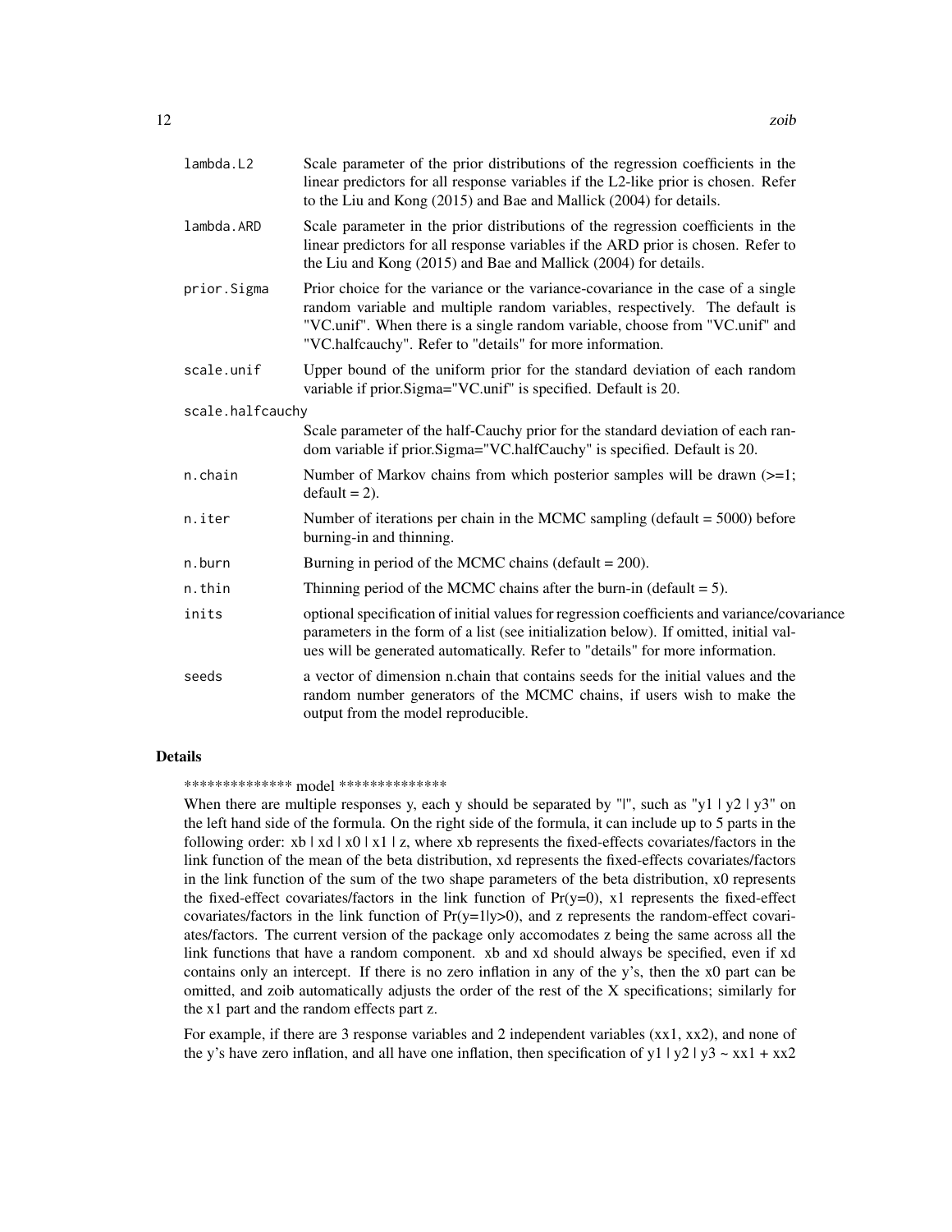| | |
|---|---|
| `lambda.L2` | Scale parameter of the prior distributions of the regression coefficients in the linear predictors for all response variables if the L2-like prior is chosen. Refer to the Liu and Kong (2015) and Bae and Mallick (2004) for details. |
| `lambda.ARD` | Scale parameter in the prior distributions of the regression coefficients in the linear predictors for all response variables if the ARD prior is chosen. Refer to the Liu and Kong (2015) and Bae and Mallick (2004) for details. |
| `prior.Sigma` | Prior choice for the variance or the variance-covariance in the case of a single random variable and multiple random variables, respectively. The default is "VC.unif". When there is a single random variable, choose from "VC.unif" and "VC.halfcauchy". Refer to "details" for more information. |
| `scale.unif` | Upper bound of the uniform prior for the standard deviation of each random variable if prior.Sigma="VC.unif" is specified. Default is 20. |
| `scale.halfcauchy` | Scale parameter of the half-Cauchy prior for the standard deviation of each random variable if prior.Sigma="VC.halfCauchy" is specified. Default is 20. |
| `n.chain` | Number of Markov chains from which posterior samples will be drawn (>=1; default = 2). |
| `n.iter` | Number of iterations per chain in the MCMC sampling (default = 5000) before burning-in and thinning. |
| `n.burn` | Burning in period of the MCMC chains (default = 200). |
| `n.thin` | Thinning period of the MCMC chains after the burn-in (default = 5). |
| `inits` | optional specification of initial values for regression coefficients and variance/covariance parameters in the form of a list (see initialization below). If omitted, initial values will be generated automatically. Refer to "details" for more information. |
| `seeds` | a vector of dimension n.chain that contains seeds for the initial values and the random number generators of the MCMC chains, if users wish to make the output from the model reproducible. |

## Details

************** model **************

When there are multiple responses y, each y should be separated by "|", such as "y1 | y2 | y3" on the left hand side of the formula. On the right side of the formula, it can include up to 5 parts in the following order: xb | xd | x0 | x1 | z, where xb represents the fixed-effects covariates/factors in the link function of the mean of the beta distribution, xd represents the fixed-effects covariates/factors in the link function of the sum of the two shape parameters of the beta distribution, x0 represents the fixed-effect covariates/factors in the link function of Pr(y=0), x1 represents the fixed-effect covariates/factors in the link function of Pr(y=1|y>0), and z represents the random-effect covariates/factors. The current version of the package only accomodates z being the same across all the link functions that have a random component. xb and xd should always be specified, even if xd contains only an intercept. If there is no zero inflation in any of the y's, then the x0 part can be omitted, and zoib automatically adjusts the order of the rest of the X specifications; similarly for the x1 part and the random effects part z.

For example, if there are 3 response variables and 2 independent variables (xx1, xx2), and none of the y's have zero inflation, and all have one inflation, then specification of y1 | y2 | y3 ~ xx1 + xx2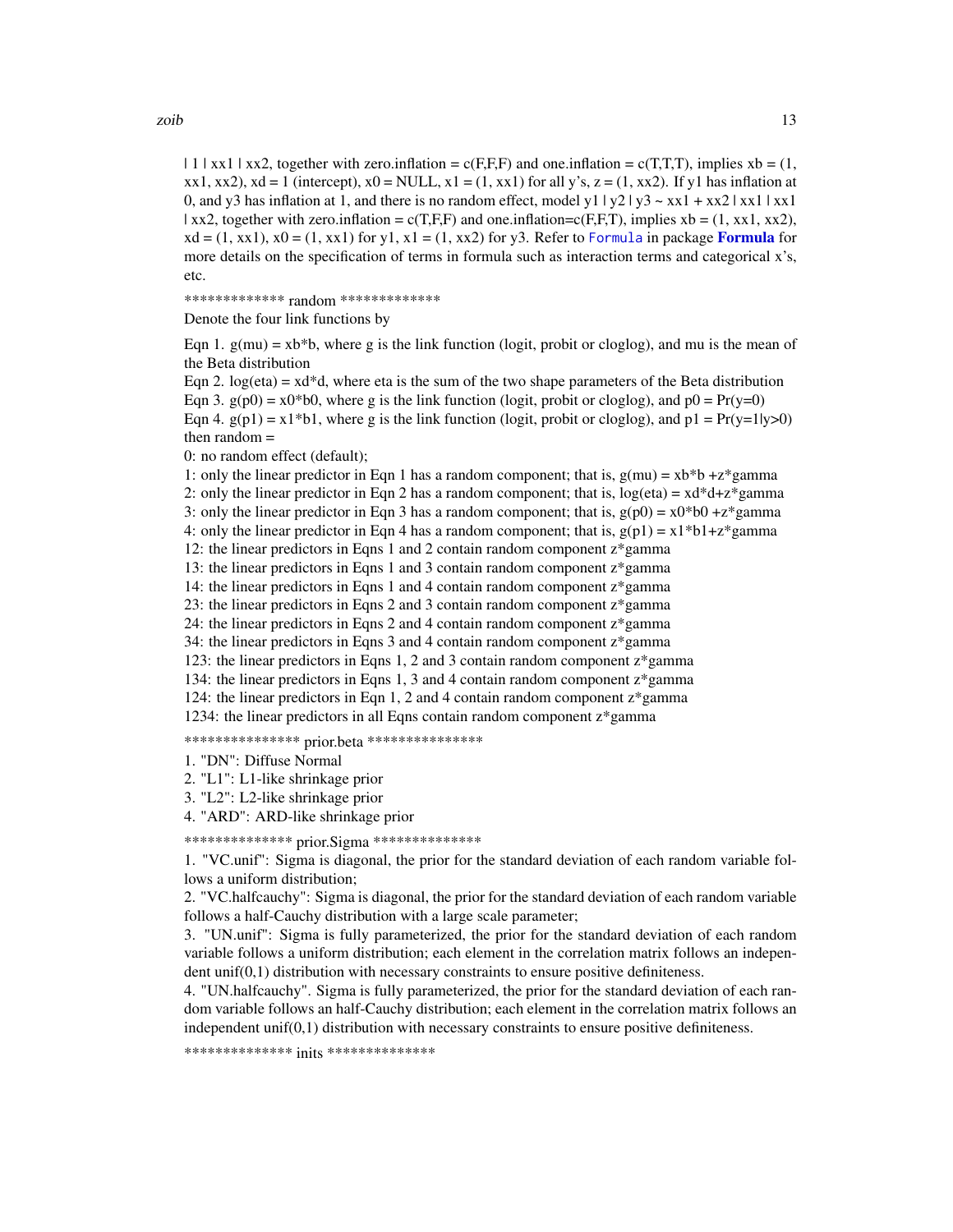| 1 | xx1 | xx2, together with zero.inflation = c(F,F,F) and one.inflation = c(T,T,T), implies xb = (1, xx1, xx2), xd = 1 (intercept), x0 = NULL, x1 = (1, xx1) for all y's, z = (1, xx2). If y1 has inflation at 0, and y3 has inflation at 1, and there is no random effect, model y1 | y2 | y3 ~ xx1 + xx2 | xx1 | xx1 | xx2, together with zero.inflation = c(T,F,F) and one.inflation=c(F,F,T), implies xb = (1, xx1, xx2), xd = (1, xx1), x0 = (1, xx1) for y1, x1 = (1, xx2) for y3. Refer to Formula in package **Formula** for more details on the specification of terms in formula such as interaction terms and categorical x's, etc.

************* random *************

Denote the four link functions by

Eqn 1. g(mu) = xb*b, where g is the link function (logit, probit or cloglog), and mu is the mean of the Beta distribution
Eqn 2. log(eta) = xd*d, where eta is the sum of the two shape parameters of the Beta distribution
Eqn 3. g(p0) = x0*b0, where g is the link function (logit, probit or cloglog), and p0 = Pr(y=0)
Eqn 4. g(p1) = x1*b1, where g is the link function (logit, probit or cloglog), and p1 = Pr(y=1|y>0)
then random =

0: no random effect (default);
1: only the linear predictor in Eqn 1 has a random component; that is, g(mu) = xb*b +z*gamma
2: only the linear predictor in Eqn 2 has a random component; that is, log(eta) = xd*d+z*gamma
3: only the linear predictor in Eqn 3 has a random component; that is, g(p0) = x0*b0 +z*gamma
4: only the linear predictor in Eqn 4 has a random component; that is, g(p1) = x1*b1+z*gamma
12: the linear predictors in Eqns 1 and 2 contain random component z*gamma
13: the linear predictors in Eqns 1 and 3 contain random component z*gamma
14: the linear predictors in Eqns 1 and 4 contain random component z*gamma
23: the linear predictors in Eqns 2 and 3 contain random component z*gamma
24: the linear predictors in Eqns 2 and 4 contain random component z*gamma
34: the linear predictors in Eqns 3 and 4 contain random component z*gamma
123: the linear predictors in Eqns 1, 2 and 3 contain random component z*gamma
134: the linear predictors in Eqns 1, 3 and 4 contain random component z*gamma
124: the linear predictors in Eqn 1, 2 and 4 contain random component z*gamma
1234: the linear predictors in all Eqns contain random component z*gamma

*************** prior.beta ***************

1. "DN": Diffuse Normal
2. "L1": L1-like shrinkage prior
3. "L2": L2-like shrinkage prior
4. "ARD": ARD-like shrinkage prior

************** prior.Sigma **************

1. "VC.unif": Sigma is diagonal, the prior for the standard deviation of each random variable follows a uniform distribution;
2. "VC.halfcauchy": Sigma is diagonal, the prior for the standard deviation of each random variable follows a half-Cauchy distribution with a large scale parameter;
3. "UN.unif": Sigma is fully parameterized, the prior for the standard deviation of each random variable follows a uniform distribution; each element in the correlation matrix follows an independent unif(0,1) distribution with necessary constraints to ensure positive definiteness.
4. "UN.halfcauchy". Sigma is fully parameterized, the prior for the standard deviation of each random variable follows an half-Cauchy distribution; each element in the correlation matrix follows an independent unif(0,1) distribution with necessary constraints to ensure positive definiteness.

************** inits **************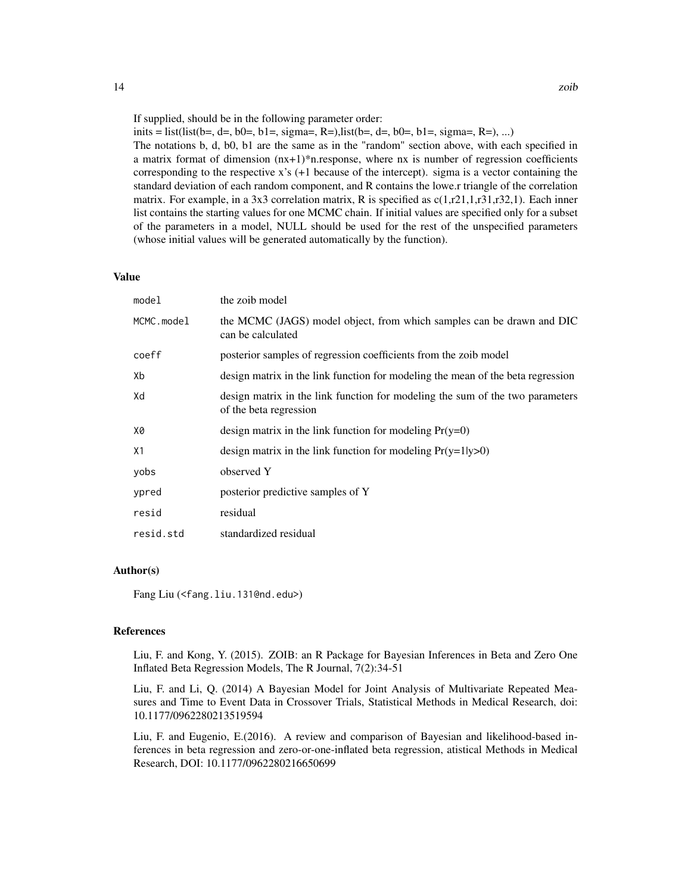If supplied, should be in the following parameter order:

inits = list(list(b=, d=, b0=, b1=, sigma=, R=),list(b=, d=, b0=, b1=, sigma=, R=), ...)

The notations b, d, b0, b1 are the same as in the "random" section above, with each specified in a matrix format of dimension (nx+1)*n.response, where nx is number of regression coefficients corresponding to the respective x's (+1 because of the intercept). sigma is a vector containing the standard deviation of each random component, and R contains the lowe.r triangle of the correlation matrix. For example, in a 3x3 correlation matrix, R is specified as c(1,r21,1,r31,r32,1). Each inner list contains the starting values for one MCMC chain. If initial values are specified only for a subset of the parameters in a model, NULL should be used for the rest of the unspecified parameters (whose initial values will be generated automatically by the function).

## Value

| | |
|---|---|
| `model` | the zoib model |
| `MCMC.model` | the MCMC (JAGS) model object, from which samples can be drawn and DIC can be calculated |
| `coeff` | posterior samples of regression coefficients from the zoib model |
| `Xb` | design matrix in the link function for modeling the mean of the beta regression |
| `Xd` | design matrix in the link function for modeling the sum of the two parameters of the beta regression |
| `X0` | design matrix in the link function for modeling Pr(y=0) |
| `X1` | design matrix in the link function for modeling Pr(y=1\|y>0) |
| `yobs` | observed Y |
| `ypred` | posterior predictive samples of Y |
| `resid` | residual |
| `resid.std` | standardized residual |

## Author(s)

Fang Liu (<fang.liu.131@nd.edu>)

## References

Liu, F. and Kong, Y. (2015). ZOIB: an R Package for Bayesian Inferences in Beta and Zero One Inflated Beta Regression Models, The R Journal, 7(2):34-51

Liu, F. and Li, Q. (2014) A Bayesian Model for Joint Analysis of Multivariate Repeated Measures and Time to Event Data in Crossover Trials, Statistical Methods in Medical Research, doi: 10.1177/0962280213519594

Liu, F. and Eugenio, E.(2016). A review and comparison of Bayesian and likelihood-based inferences in beta regression and zero-or-one-inflated beta regression, atistical Methods in Medical Research, DOI: 10.1177/0962280216650699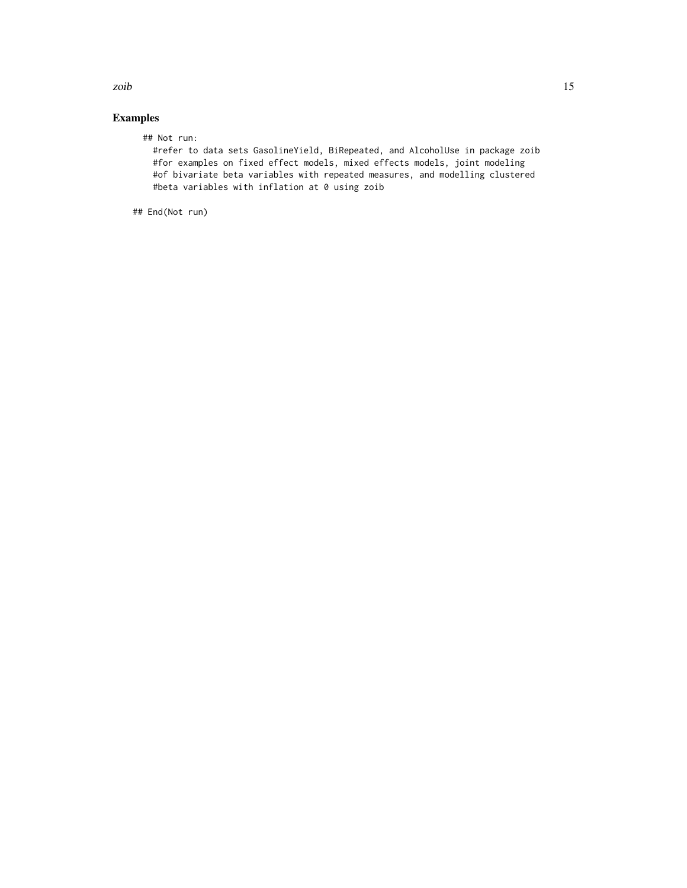## Examples

```
## Not run:
  #refer to data sets GasolineYield, BiRepeated, and AlcoholUse in package zoib
  #for examples on fixed effect models, mixed effects models, joint modeling
  #of bivariate beta variables with repeated measures, and modelling clustered
  #beta variables with inflation at 0 using zoib

## End(Not run)
```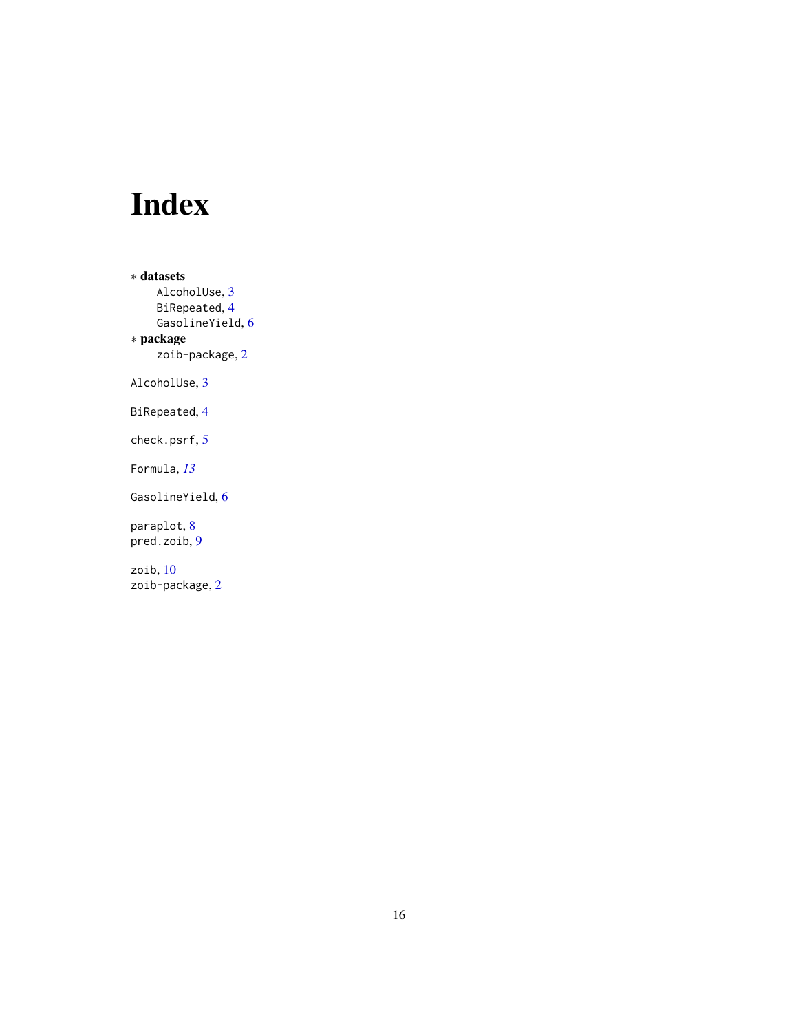# Index

∗ **datasets**
  AlcoholUse, 3
  BiRepeated, 4
  GasolineYield, 6

∗ **package**
  zoib-package, 2

AlcoholUse, 3

BiRepeated, 4

check.psrf, 5

Formula, *13*

GasolineYield, 6

paraplot, 8
pred.zoib, 9

zoib, 10
zoib-package, 2